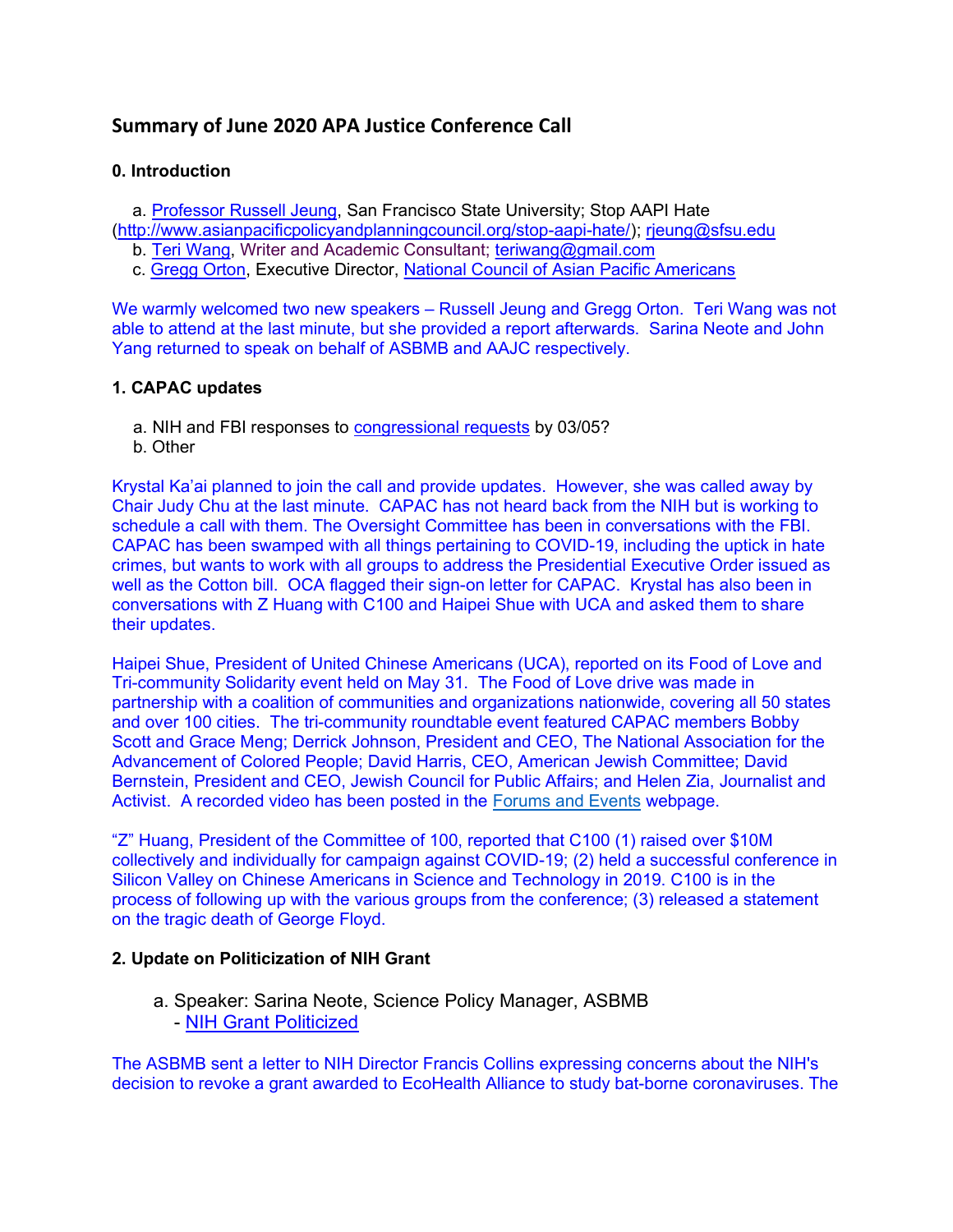# Summary of June 2020 APA Justice Conference Call

### 0. Introduction

a. Professor Russell Jeung, San Francisco State University; Stop AAPI Hate (http://www.asianpacificpolicyandplanningcouncil.org/stop-aapi-hate/); rjeung@sfsu.edu
b. Teri Wang, Writer and Academic Consultant; teriwang@gmail.com
c. Gregg Orton, Executive Director, National Council of Asian Pacific Americans

We warmly welcomed two new speakers – Russell Jeung and Gregg Orton. Teri Wang was not able to attend at the last minute, but she provided a report afterwards. Sarina Neote and John Yang returned to speak on behalf of ASBMB and AAJC respectively.

### 1. CAPAC updates

a. NIH and FBI responses to congressional requests by 03/05?
b. Other

Krystal Ka'ai planned to join the call and provide updates. However, she was called away by Chair Judy Chu at the last minute. CAPAC has not heard back from the NIH but is working to schedule a call with them. The Oversight Committee has been in conversations with the FBI. CAPAC has been swamped with all things pertaining to COVID-19, including the uptick in hate crimes, but wants to work with all groups to address the Presidential Executive Order issued as well as the Cotton bill. OCA flagged their sign-on letter for CAPAC. Krystal has also been in conversations with Z Huang with C100 and Haipei Shue with UCA and asked them to share their updates.

Haipei Shue, President of United Chinese Americans (UCA), reported on its Food of Love and Tri-community Solidarity event held on May 31. The Food of Love drive was made in partnership with a coalition of communities and organizations nationwide, covering all 50 states and over 100 cities. The tri-community roundtable event featured CAPAC members Bobby Scott and Grace Meng; Derrick Johnson, President and CEO, The National Association for the Advancement of Colored People; David Harris, CEO, American Jewish Committee; David Bernstein, President and CEO, Jewish Council for Public Affairs; and Helen Zia, Journalist and Activist. A recorded video has been posted in the Forums and Events webpage.

"Z" Huang, President of the Committee of 100, reported that C100 (1) raised over $10M collectively and individually for campaign against COVID-19; (2) held a successful conference in Silicon Valley on Chinese Americans in Science and Technology in 2019. C100 is in the process of following up with the various groups from the conference; (3) released a statement on the tragic death of George Floyd.

### 2. Update on Politicization of NIH Grant

a. Speaker: Sarina Neote, Science Policy Manager, ASBMB
   - NIH Grant Politicized

The ASBMB sent a letter to NIH Director Francis Collins expressing concerns about the NIH's decision to revoke a grant awarded to EcoHealth Alliance to study bat-borne coronaviruses. The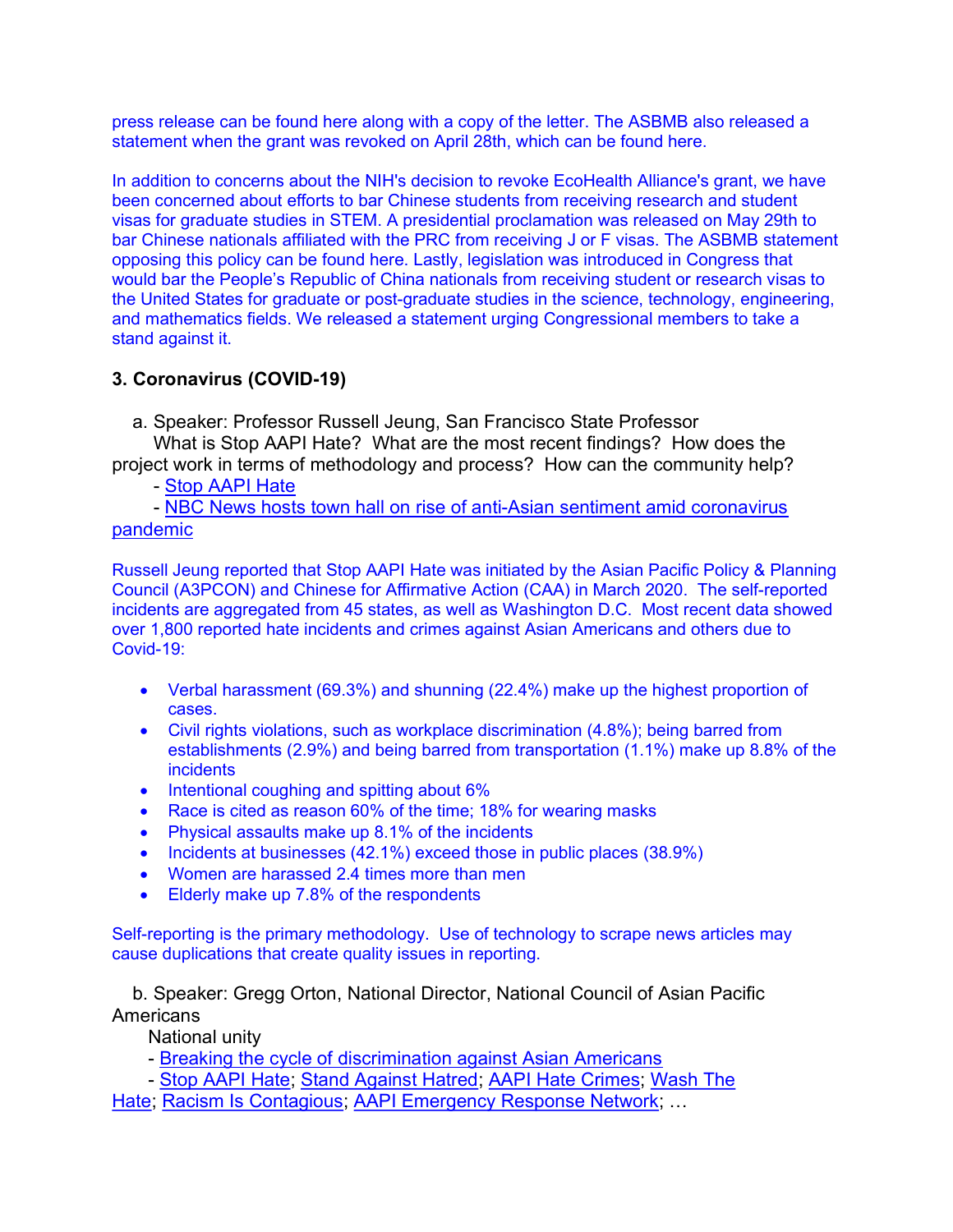press release can be found here along with a copy of the letter. The ASBMB also released a statement when the grant was revoked on April 28th, which can be found here.

In addition to concerns about the NIH's decision to revoke EcoHealth Alliance's grant, we have been concerned about efforts to bar Chinese students from receiving research and student visas for graduate studies in STEM. A presidential proclamation was released on May 29th to bar Chinese nationals affiliated with the PRC from receiving J or F visas. The ASBMB statement opposing this policy can be found here. Lastly, legislation was introduced in Congress that would bar the People's Republic of China nationals from receiving student or research visas to the United States for graduate or post-graduate studies in the science, technology, engineering, and mathematics fields. We released a statement urging Congressional members to take a stand against it.

### 3. Coronavirus (COVID-19)

a. Speaker: Professor Russell Jeung, San Francisco State Professor
What is Stop AAPI Hate? What are the most recent findings? How does the project work in terms of methodology and process? How can the community help?
- Stop AAPI Hate
- NBC News hosts town hall on rise of anti-Asian sentiment amid coronavirus pandemic

Russell Jeung reported that Stop AAPI Hate was initiated by the Asian Pacific Policy & Planning Council (A3PCON) and Chinese for Affirmative Action (CAA) in March 2020. The self-reported incidents are aggregated from 45 states, as well as Washington D.C. Most recent data showed over 1,800 reported hate incidents and crimes against Asian Americans and others due to Covid-19:

- Verbal harassment (69.3%) and shunning (22.4%) make up the highest proportion of cases.
- Civil rights violations, such as workplace discrimination (4.8%); being barred from establishments (2.9%) and being barred from transportation (1.1%) make up 8.8% of the incidents
- Intentional coughing and spitting about 6%
- Race is cited as reason 60% of the time; 18% for wearing masks
- Physical assaults make up 8.1% of the incidents
- Incidents at businesses (42.1%) exceed those in public places (38.9%)
- Women are harassed 2.4 times more than men
- Elderly make up 7.8% of the respondents

Self-reporting is the primary methodology. Use of technology to scrape news articles may cause duplications that create quality issues in reporting.

b. Speaker: Gregg Orton, National Director, National Council of Asian Pacific Americans
National unity
- Breaking the cycle of discrimination against Asian Americans
- Stop AAPI Hate; Stand Against Hatred; AAPI Hate Crimes; Wash The Hate; Racism Is Contagious; AAPI Emergency Response Network; …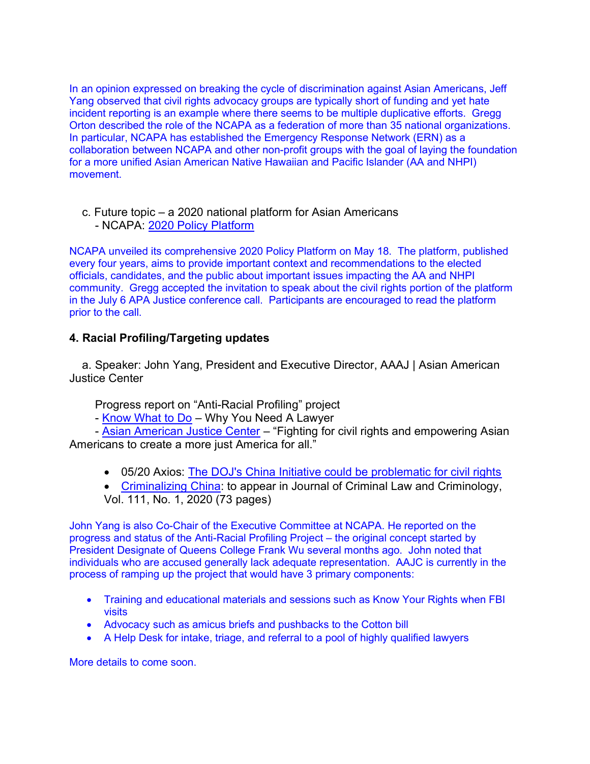In an opinion expressed on breaking the cycle of discrimination against Asian Americans, Jeff Yang observed that civil rights advocacy groups are typically short of funding and yet hate incident reporting is an example where there seems to be multiple duplicative efforts. Gregg Orton described the role of the NCAPA as a federation of more than 35 national organizations. In particular, NCAPA has established the Emergency Response Network (ERN) as a collaboration between NCAPA and other non-profit groups with the goal of laying the foundation for a more unified Asian American Native Hawaiian and Pacific Islander (AA and NHPI) movement.

c. Future topic – a 2020 national platform for Asian Americans
- NCAPA: 2020 Policy Platform

NCAPA unveiled its comprehensive 2020 Policy Platform on May 18. The platform, published every four years, aims to provide important context and recommendations to the elected officials, candidates, and the public about important issues impacting the AA and NHPI community. Gregg accepted the invitation to speak about the civil rights portion of the platform in the July 6 APA Justice conference call. Participants are encouraged to read the platform prior to the call.

**4. Racial Profiling/Targeting updates**

a. Speaker: John Yang, President and Executive Director, AAAJ | Asian American Justice Center

Progress report on "Anti-Racial Profiling" project
- Know What to Do – Why You Need A Lawyer
- Asian American Justice Center – "Fighting for civil rights and empowering Asian Americans to create a more just America for all."

- 05/20 Axios: The DOJ's China Initiative could be problematic for civil rights
- Criminalizing China: to appear in Journal of Criminal Law and Criminology, Vol. 111, No. 1, 2020 (73 pages)

John Yang is also Co-Chair of the Executive Committee at NCAPA. He reported on the progress and status of the Anti-Racial Profiling Project – the original concept started by President Designate of Queens College Frank Wu several months ago. John noted that individuals who are accused generally lack adequate representation. AAJC is currently in the process of ramping up the project that would have 3 primary components:

- Training and educational materials and sessions such as Know Your Rights when FBI visits
- Advocacy such as amicus briefs and pushbacks to the Cotton bill
- A Help Desk for intake, triage, and referral to a pool of highly qualified lawyers

More details to come soon.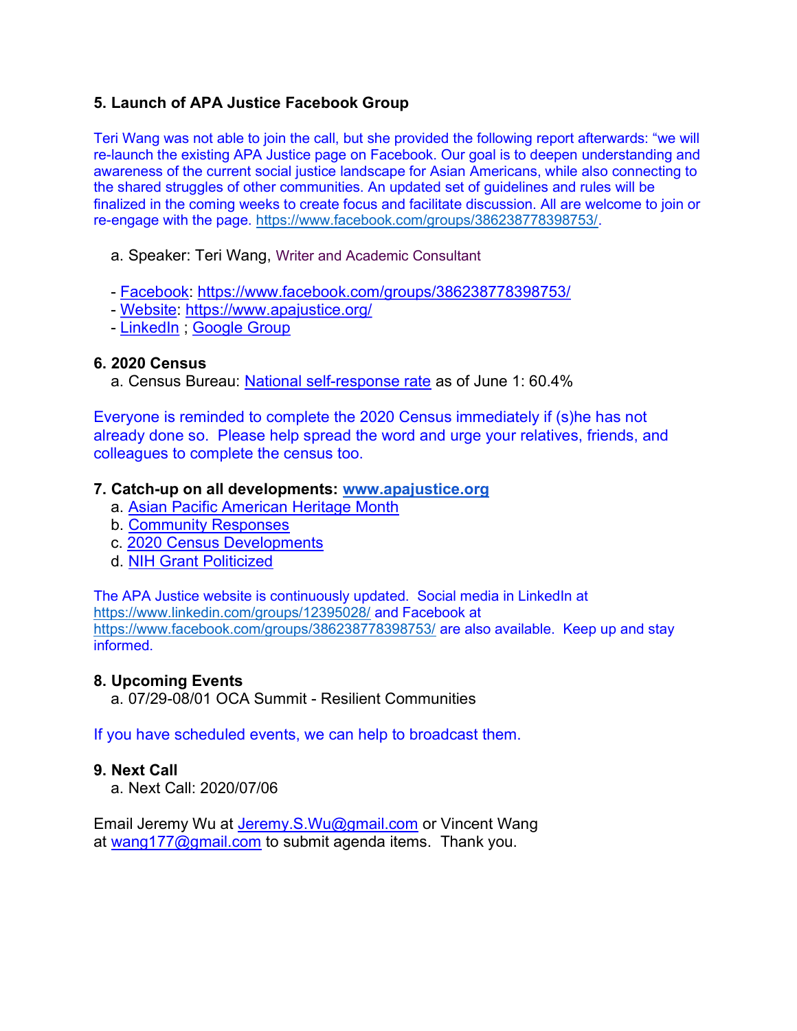### 5. Launch of APA Justice Facebook Group

Teri Wang was not able to join the call, but she provided the following report afterwards: "we will re-launch the existing APA Justice page on Facebook. Our goal is to deepen understanding and awareness of the current social justice landscape for Asian Americans, while also connecting to the shared struggles of other communities. An updated set of guidelines and rules will be finalized in the coming weeks to create focus and facilitate discussion. All are welcome to join or re-engage with the page. https://www.facebook.com/groups/386238778398753/.

a. Speaker: Teri Wang, Writer and Academic Consultant

- Facebook: https://www.facebook.com/groups/386238778398753/
- Website: https://www.apajustice.org/
- LinkedIn ; Google Group

### 6. 2020 Census

a. Census Bureau: National self-response rate as of June 1: 60.4%

Everyone is reminded to complete the 2020 Census immediately if (s)he has not already done so. Please help spread the word and urge your relatives, friends, and colleagues to complete the census too.

### 7. Catch-up on all developments: www.apajustice.org

a. Asian Pacific American Heritage Month
b. Community Responses
c. 2020 Census Developments
d. NIH Grant Politicized

The APA Justice website is continuously updated. Social media in LinkedIn at https://www.linkedin.com/groups/12395028/ and Facebook at https://www.facebook.com/groups/386238778398753/ are also available. Keep up and stay informed.

### 8. Upcoming Events

a. 07/29-08/01 OCA Summit - Resilient Communities

If you have scheduled events, we can help to broadcast them.

### 9. Next Call

a. Next Call: 2020/07/06

Email Jeremy Wu at Jeremy.S.Wu@gmail.com or Vincent Wang at wang177@gmail.com to submit agenda items. Thank you.